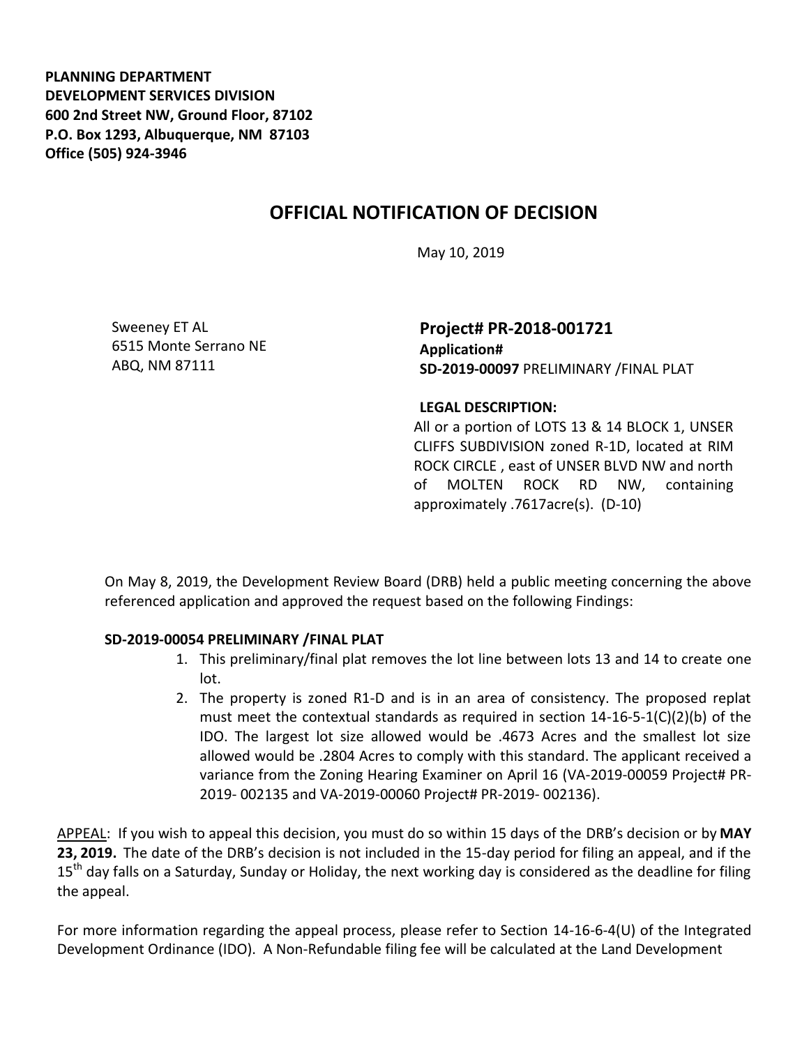**PLANNING DEPARTMENT**
**DEVELOPMENT SERVICES DIVISION**
**600 2nd Street NW, Ground Floor, 87102**
**P.O. Box 1293, Albuquerque, NM 87103**
**Office (505) 924-3946**

# OFFICIAL NOTIFICATION OF DECISION

May 10, 2019

Sweeney ET AL
6515 Monte Serrano NE
ABQ, NM 87111

**Project# PR-2018-001721**
**Application#**
**SD-2019-00097** PRELIMINARY /FINAL PLAT

**LEGAL DESCRIPTION:**
All or a portion of LOTS 13 & 14 BLOCK 1, UNSER CLIFFS SUBDIVISION zoned R-1D, located at RIM ROCK CIRCLE , east of UNSER BLVD NW and north of MOLTEN ROCK RD NW, containing approximately .7617acre(s). (D-10)

On May 8, 2019, the Development Review Board (DRB) held a public meeting concerning the above referenced application and approved the request based on the following Findings:

**SD-2019-00054 PRELIMINARY /FINAL PLAT**

1. This preliminary/final plat removes the lot line between lots 13 and 14 to create one lot.
2. The property is zoned R1-D and is in an area of consistency. The proposed replat must meet the contextual standards as required in section 14-16-5-1(C)(2)(b) of the IDO. The largest lot size allowed would be .4673 Acres and the smallest lot size allowed would be .2804 Acres to comply with this standard. The applicant received a variance from the Zoning Hearing Examiner on April 16 (VA-2019-00059 Project# PR-2019- 002135 and VA-2019-00060 Project# PR-2019- 002136).

<u>APPEAL</u>: If you wish to appeal this decision, you must do so within 15 days of the DRB's decision or by **MAY 23, 2019.** The date of the DRB's decision is not included in the 15-day period for filing an appeal, and if the 15th day falls on a Saturday, Sunday or Holiday, the next working day is considered as the deadline for filing the appeal.

For more information regarding the appeal process, please refer to Section 14-16-6-4(U) of the Integrated Development Ordinance (IDO). A Non-Refundable filing fee will be calculated at the Land Development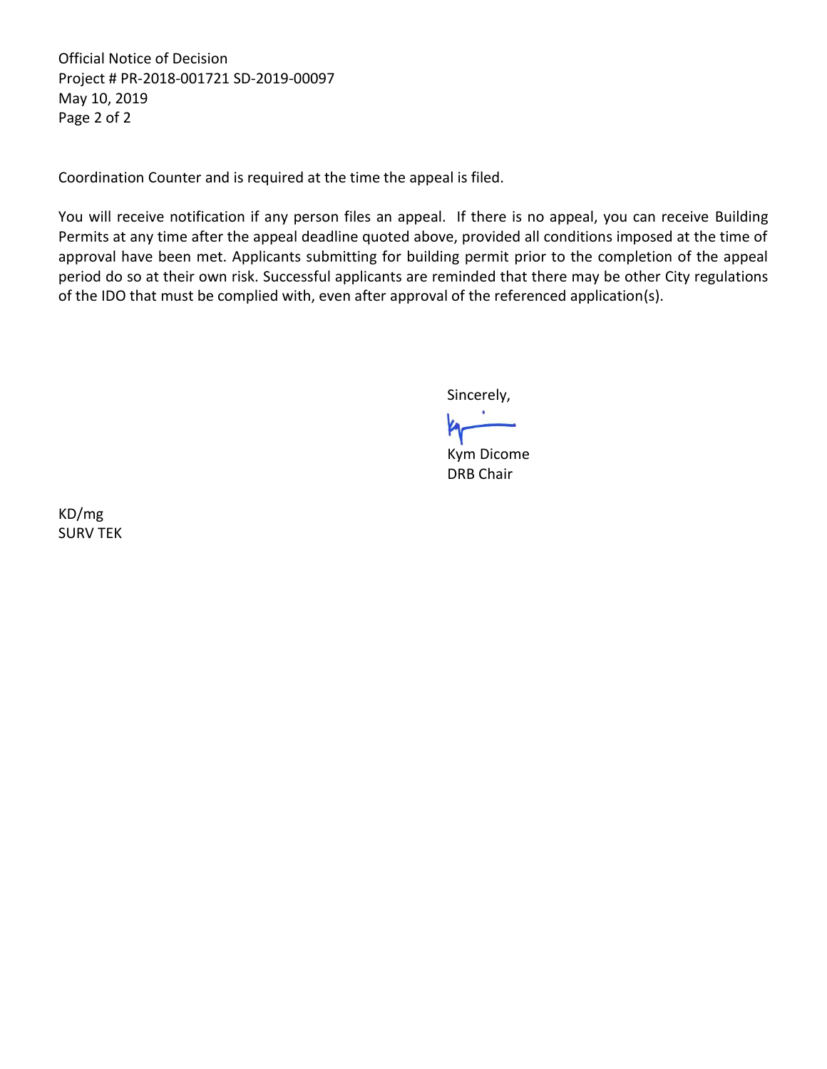Coordination Counter and is required at the time the appeal is filed.

You will receive notification if any person files an appeal. If there is no appeal, you can receive Building Permits at any time after the appeal deadline quoted above, provided all conditions imposed at the time of approval have been met. Applicants submitting for building permit prior to the completion of the appeal period do so at their own risk. Successful applicants are reminded that there may be other City regulations of the IDO that must be complied with, even after approval of the referenced application(s).

Sincerely,

Kym Dicome
DRB Chair

KD/mg
SURV TEK